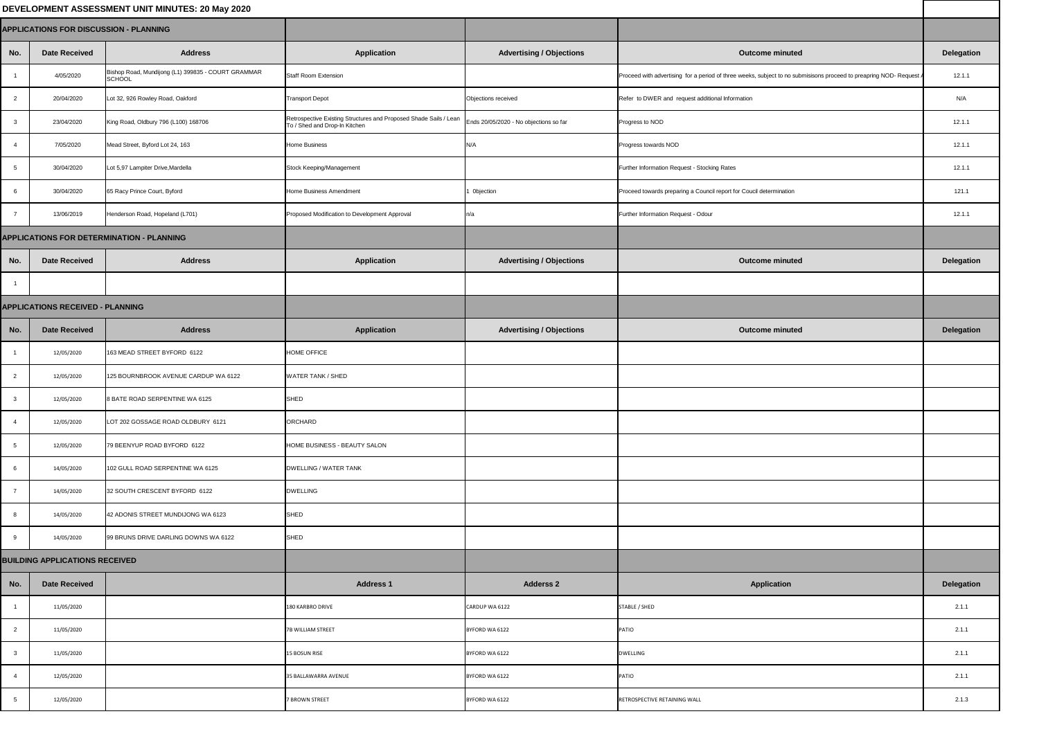# DEVELOPMENT ASSESSMENT UNIT MINUTES: 20 May 2020

## APPLICATIONS FOR DISCUSSION - PLANNING

| No. | Date Received | Address | Application | Advertising / Objections | Outcome minuted | Delegation |
|---|---|---|---|---|---|---|
| 1 | 4/05/2020 | Bishop Road, Mundijong (L1) 399835 - COURT GRAMMAR SCHOOL | Staff Room Extension | | Proceed with advertising for a period of three weeks, subject to no submisisons proceed to preapring NOD- Request A | 12.1.1 |
| 2 | 20/04/2020 | Lot 32, 926 Rowley Road, Oakford | Transport Depot | Objections received | Refer to DWER and request additional Information | N/A |
| 3 | 23/04/2020 | King Road, Oldbury 796 (L100) 168706 | Retrospective Existing Structures and Proposed Shade Sails / Lean To / Shed and Drop-In Kitchen | Ends 20/05/2020 - No objections so far | Progress to NOD | 12.1.1 |
| 4 | 7/05/2020 | Mead Street, Byford Lot 24, 163 | Home Business | N/A | Progress towards NOD | 12.1.1 |
| 5 | 30/04/2020 | Lot 5,97 Lampiter Drive,Mardella | Stock Keeping/Management | | Further Information Request - Stocking Rates | 12.1.1 |
| 6 | 30/04/2020 | 65 Racy Prince Court, Byford | Home Business Amendment | 1 Objection | Proceed towards preparing a Council report for Coucil determination | 121.1 |
| 7 | 13/06/2019 | Henderson Road, Hopeland (L701) | Proposed Modification to Development Approval | n/a | Further Information Request - Odour | 12.1.1 |

## APPLICATIONS FOR DETERMINATION - PLANNING

| No. | Date Received | Address | Application | Advertising / Objections | Outcome minuted | Delegation |
|---|---|---|---|---|---|---|
| 1 | | | | | | |

## APPLICATIONS RECEIVED - PLANNING

| No. | Date Received | Address | Application | Advertising / Objections | Outcome minuted | Delegation |
|---|---|---|---|---|---|---|
| 1 | 12/05/2020 | 163 MEAD STREET BYFORD 6122 | HOME OFFICE | | | |
| 2 | 12/05/2020 | 125 BOURNBROOK AVENUE CARDUP WA 6122 | WATER TANK / SHED | | | |
| 3 | 12/05/2020 | 8 BATE ROAD SERPENTINE WA 6125 | SHED | | | |
| 4 | 12/05/2020 | LOT 202 GOSSAGE ROAD OLDBURY 6121 | ORCHARD | | | |
| 5 | 12/05/2020 | 79 BEENYUP ROAD BYFORD 6122 | HOME BUSINESS - BEAUTY SALON | | | |
| 6 | 14/05/2020 | 102 GULL ROAD SERPENTINE WA 6125 | DWELLING / WATER TANK | | | |
| 7 | 14/05/2020 | 32 SOUTH CRESCENT BYFORD 6122 | DWELLING | | | |
| 8 | 14/05/2020 | 42 ADONIS STREET MUNDIJONG WA 6123 | SHED | | | |
| 9 | 14/05/2020 | 99 BRUNS DRIVE DARLING DOWNS WA 6122 | SHED | | | |

## BUILDING APPLICATIONS RECEIVED

| No. | Date Received | | Address 1 | Adderss 2 | Application | Delegation |
|---|---|---|---|---|---|---|
| 1 | 11/05/2020 | | 180 KARBRO DRIVE | CARDUP WA 6122 | STABLE / SHED | 2.1.1 |
| 2 | 11/05/2020 | | 7B WILLIAM STREET | BYFORD WA 6122 | PATIO | 2.1.1 |
| 3 | 11/05/2020 | | 15 BOSUN RISE | BYFORD WA 6122 | DWELLING | 2.1.1 |
| 4 | 12/05/2020 | | 35 BALLAWARRA AVENUE | BYFORD WA 6122 | PATIO | 2.1.1 |
| 5 | 12/05/2020 | | 7 BROWN STREET | BYFORD WA 6122 | RETROSPECTIVE RETAINING WALL | 2.1.3 |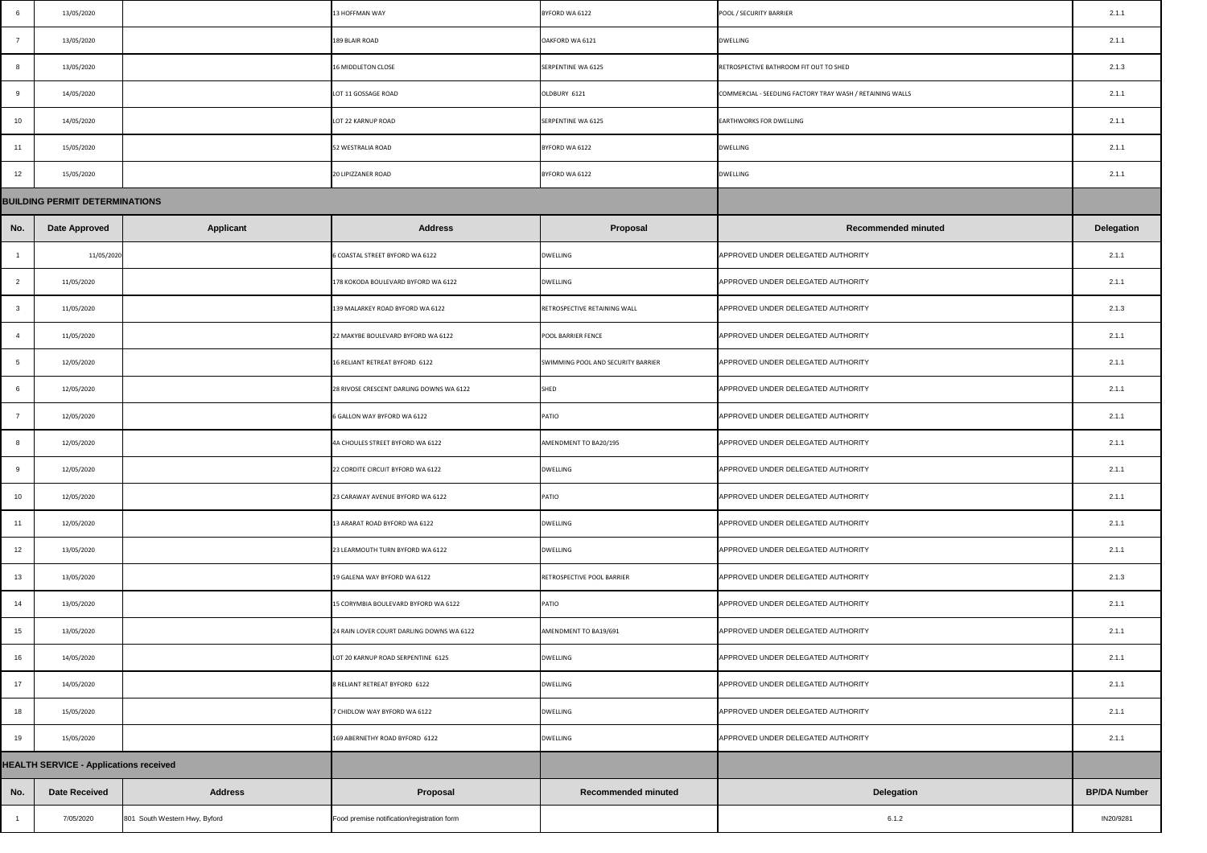| No. | Date Received | Applicant | Address | Suburb | Proposal | Delegation |
|---|---|---|---|---|---|---|
| 6 | 13/05/2020 | | 13 HOFFMAN WAY | BYFORD WA 6122 | POOL / SECURITY BARRIER | 2.1.1 |
| 7 | 13/05/2020 | | 189 BLAIR ROAD | OAKFORD WA 6121 | DWELLING | 2.1.1 |
| 8 | 13/05/2020 | | 16 MIDDLETON CLOSE | SERPENTINE WA 6125 | RETROSPECTIVE BATHROOM FIT OUT TO SHED | 2.1.3 |
| 9 | 14/05/2020 | | LOT 11 GOSSAGE ROAD | OLDBURY 6121 | COMMERCIAL - SEEDLING FACTORY TRAY WASH / RETAINING WALLS | 2.1.1 |
| 10 | 14/05/2020 | | LOT 22 KARNUP ROAD | SERPENTINE WA 6125 | EARTHWORKS FOR DWELLING | 2.1.1 |
| 11 | 15/05/2020 | | 52 WESTRALIA ROAD | BYFORD WA 6122 | DWELLING | 2.1.1 |
| 12 | 15/05/2020 | | 20 LIPIZZANER ROAD | BYFORD WA 6122 | DWELLING | 2.1.1 |

## BUILDING PERMIT DETERMINATIONS

| No. | Date Approved | Applicant | Address | Proposal | Recommended minuted | Delegation |
|---|---|---|---|---|---|---|
| 1 | 11/05/2020 | | 6 COASTAL STREET BYFORD WA 6122 | DWELLING | APPROVED UNDER DELEGATED AUTHORITY | 2.1.1 |
| 2 | 11/05/2020 | | 178 KOKODA BOULEVARD BYFORD WA 6122 | DWELLING | APPROVED UNDER DELEGATED AUTHORITY | 2.1.1 |
| 3 | 11/05/2020 | | 139 MALARKEY ROAD BYFORD WA 6122 | RETROSPECTIVE RETAINING WALL | APPROVED UNDER DELEGATED AUTHORITY | 2.1.3 |
| 4 | 11/05/2020 | | 22 MAKYBE BOULEVARD BYFORD WA 6122 | POOL BARRIER FENCE | APPROVED UNDER DELEGATED AUTHORITY | 2.1.1 |
| 5 | 12/05/2020 | | 16 RELIANT RETREAT BYFORD 6122 | SWIMMING POOL AND SECURITY BARRIER | APPROVED UNDER DELEGATED AUTHORITY | 2.1.1 |
| 6 | 12/05/2020 | | 28 RIVOSE CRESCENT DARLING DOWNS WA 6122 | SHED | APPROVED UNDER DELEGATED AUTHORITY | 2.1.1 |
| 7 | 12/05/2020 | | 6 GALLON WAY BYFORD WA 6122 | PATIO | APPROVED UNDER DELEGATED AUTHORITY | 2.1.1 |
| 8 | 12/05/2020 | | 4A CHOULES STREET BYFORD WA 6122 | AMENDMENT TO BA20/195 | APPROVED UNDER DELEGATED AUTHORITY | 2.1.1 |
| 9 | 12/05/2020 | | 22 CORDITE CIRCUIT BYFORD WA 6122 | DWELLING | APPROVED UNDER DELEGATED AUTHORITY | 2.1.1 |
| 10 | 12/05/2020 | | 23 CARAWAY AVENUE BYFORD WA 6122 | PATIO | APPROVED UNDER DELEGATED AUTHORITY | 2.1.1 |
| 11 | 12/05/2020 | | 13 ARARAT ROAD BYFORD WA 6122 | DWELLING | APPROVED UNDER DELEGATED AUTHORITY | 2.1.1 |
| 12 | 13/05/2020 | | 23 LEARMOUTH TURN BYFORD WA 6122 | DWELLING | APPROVED UNDER DELEGATED AUTHORITY | 2.1.1 |
| 13 | 13/05/2020 | | 19 GALENA WAY BYFORD WA 6122 | RETROSPECTIVE POOL BARRIER | APPROVED UNDER DELEGATED AUTHORITY | 2.1.3 |
| 14 | 13/05/2020 | | 15 CORYMBIA BOULEVARD BYFORD WA 6122 | PATIO | APPROVED UNDER DELEGATED AUTHORITY | 2.1.1 |
| 15 | 13/05/2020 | | 24 RAIN LOVER COURT DARLING DOWNS WA 6122 | AMENDMENT TO BA19/691 | APPROVED UNDER DELEGATED AUTHORITY | 2.1.1 |
| 16 | 14/05/2020 | | LOT 20 KARNUP ROAD SERPENTINE 6125 | DWELLING | APPROVED UNDER DELEGATED AUTHORITY | 2.1.1 |
| 17 | 14/05/2020 | | 8 RELIANT RETREAT BYFORD 6122 | DWELLING | APPROVED UNDER DELEGATED AUTHORITY | 2.1.1 |
| 18 | 15/05/2020 | | 7 CHIDLOW WAY BYFORD WA 6122 | DWELLING | APPROVED UNDER DELEGATED AUTHORITY | 2.1.1 |
| 19 | 15/05/2020 | | 169 ABERNETHY ROAD BYFORD 6122 | DWELLING | APPROVED UNDER DELEGATED AUTHORITY | 2.1.1 |

## HEALTH SERVICE - Applications received

| No. | Date Received | Address | Proposal | Recommended minuted | Delegation | BP/DA Number |
|---|---|---|---|---|---|---|
| 1 | 7/05/2020 | 801 South Western Hwy, Byford | Food premise notification/registration form | | 6.1.2 | IN20/9281 |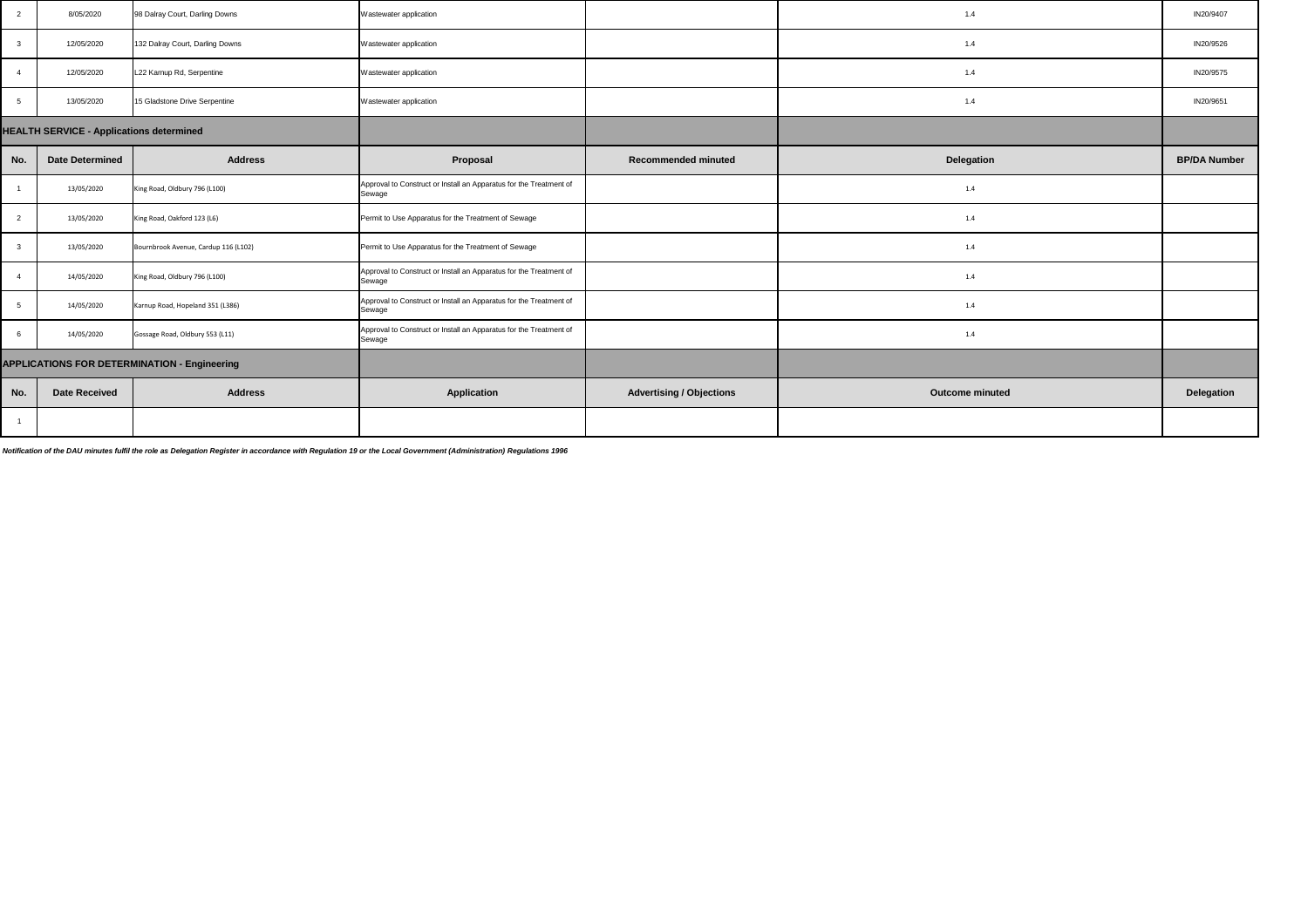| | | | | | | |
|---|---|---|---|---|---|---|
| 2 | 8/05/2020 | 98 Dalray Court, Darling Downs | Wastewater application | | 1.4 | IN20/9407 |
| 3 | 12/05/2020 | 132 Dalray Court, Darling Downs | Wastewater application | | 1.4 | IN20/9526 |
| 4 | 12/05/2020 | L22 Karnup Rd, Serpentine | Wastewater application | | 1.4 | IN20/9575 |
| 5 | 13/05/2020 | 15 Gladstone Drive Serpentine | Wastewater application | | 1.4 | IN20/9651 |

**HEALTH SERVICE - Applications determined**

| No. | Date Determined | Address | Proposal | Recommended minuted | Delegation | BP/DA Number |
|---|---|---|---|---|---|---|
| 1 | 13/05/2020 | King Road, Oldbury 796 (L100) | Approval to Construct or Install an Apparatus for the Treatment of Sewage | | 1.4 | |
| 2 | 13/05/2020 | King Road, Oakford 123 (L6) | Permit to Use Apparatus for the Treatment of Sewage | | 1.4 | |
| 3 | 13/05/2020 | Bournbrook Avenue, Cardup 116 (L102) | Permit to Use Apparatus for the Treatment of Sewage | | 1.4 | |
| 4 | 14/05/2020 | King Road, Oldbury 796 (L100) | Approval to Construct or Install an Apparatus for the Treatment of Sewage | | 1.4 | |
| 5 | 14/05/2020 | Karnup Road, Hopeland 351 (L386) | Approval to Construct or Install an Apparatus for the Treatment of Sewage | | 1.4 | |
| 6 | 14/05/2020 | Gossage Road, Oldbury 553 (L11) | Approval to Construct or Install an Apparatus for the Treatment of Sewage | | 1.4 | |

**APPLICATIONS FOR DETERMINATION - Engineering**

| No. | Date Received | Address | Application | Advertising / Objections | Outcome minuted | Delegation |
|---|---|---|---|---|---|---|
| 1 | | | | | | |

***Notification of the DAU minutes fulfil the role as Delegation Register in accordance with Regulation 19 or the Local Government (Administration) Regulations 1996***